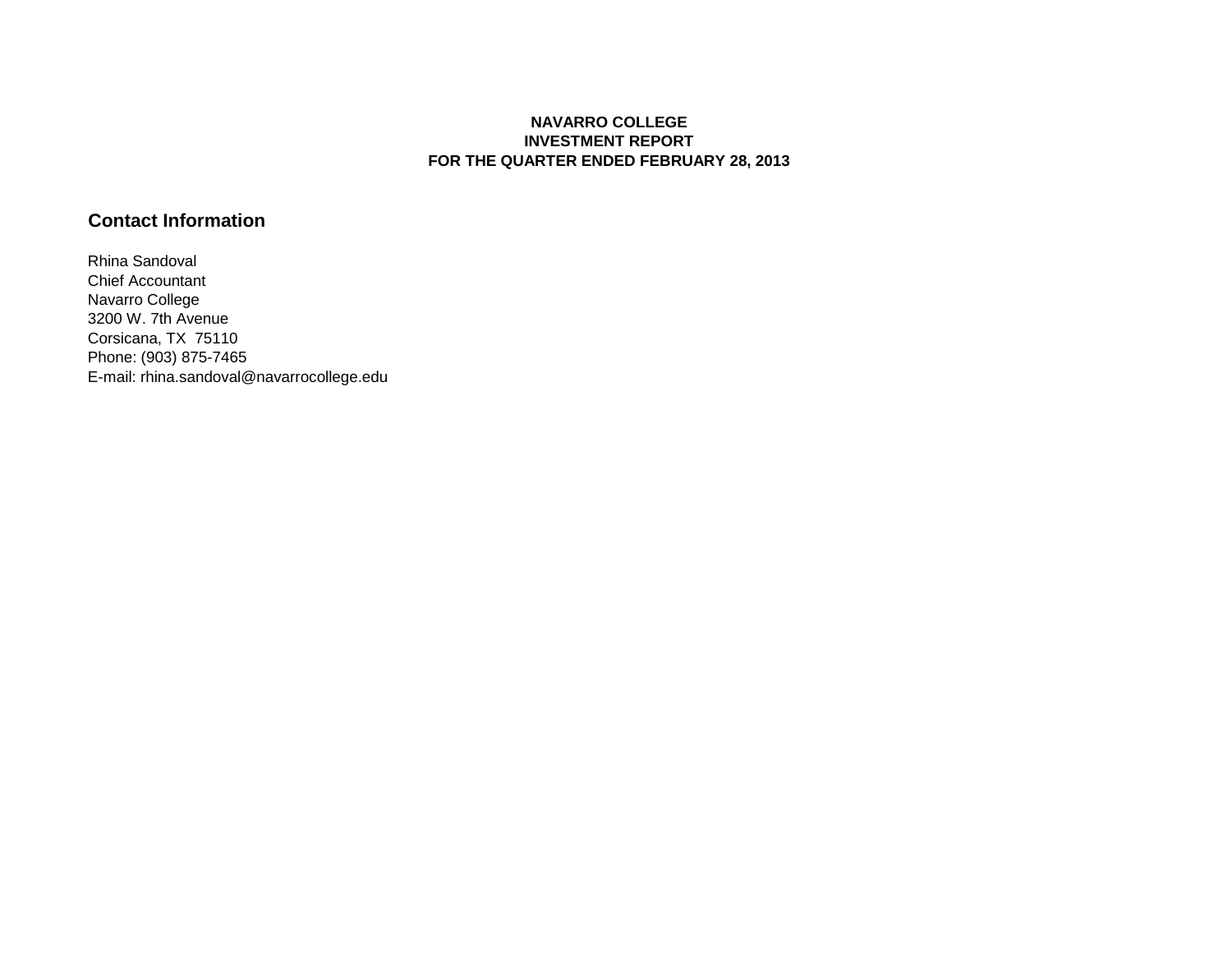# NAVARRO COLLEGE
# INVESTMENT REPORT
# FOR THE QUARTER ENDED FEBRUARY 28, 2013

## Contact Information

Rhina Sandoval
Chief Accountant
Navarro College
3200 W. 7th Avenue
Corsicana, TX  75110
Phone: (903) 875-7465
E-mail: rhina.sandoval@navarrocollege.edu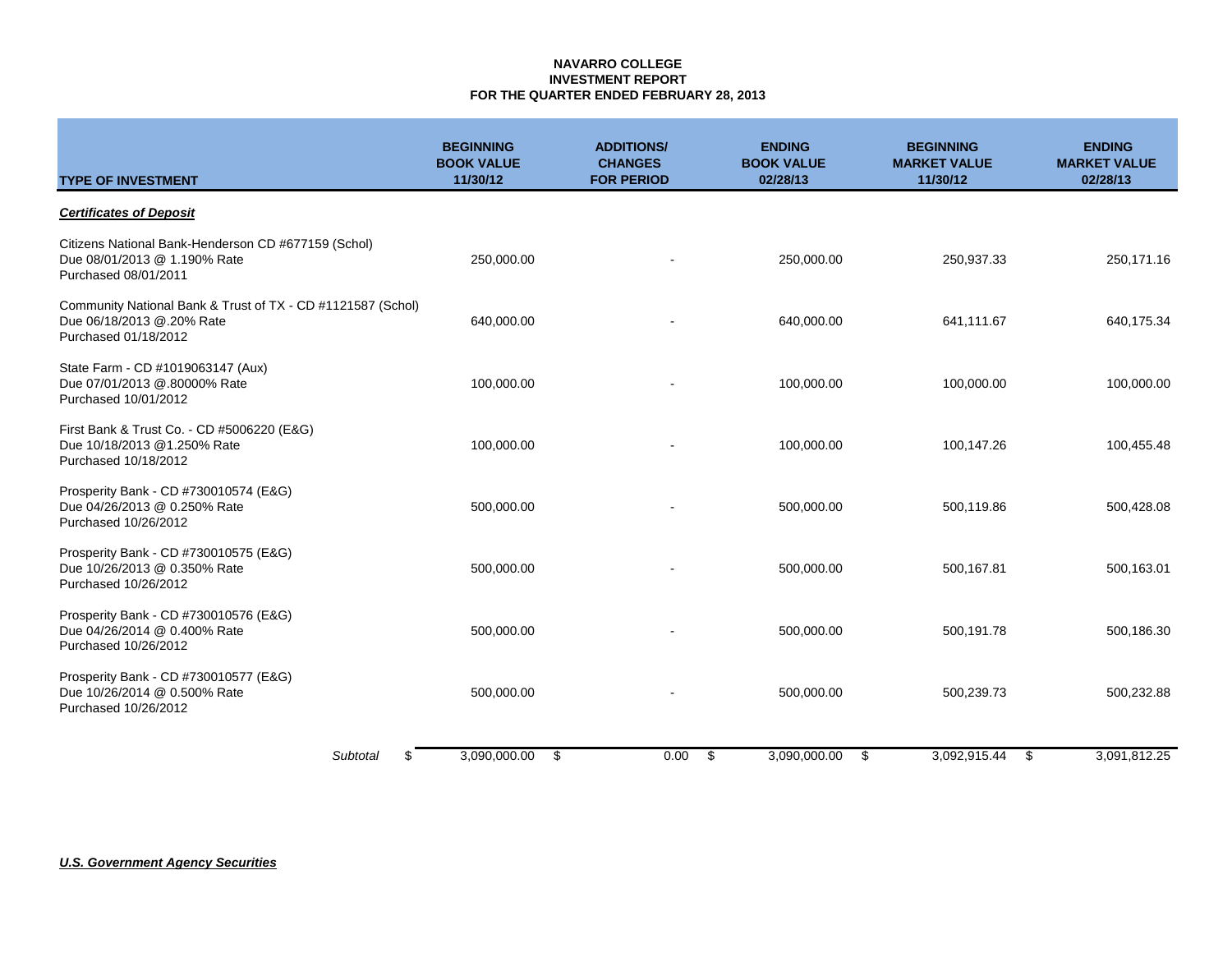**NAVARRO COLLEGE**
**INVESTMENT REPORT**
**FOR THE QUARTER ENDED FEBRUARY 28, 2013**

| TYPE OF INVESTMENT | BEGINNING BOOK VALUE 11/30/12 | ADDITIONS/ CHANGES FOR PERIOD | ENDING BOOK VALUE 02/28/13 | BEGINNING MARKET VALUE 11/30/12 | ENDING MARKET VALUE 02/28/13 |
|---|---|---|---|---|---|
| ***Certificates of Deposit*** | | | | | |
| Citizens National Bank-Henderson CD #677159 (Schol) Due 08/01/2013 @ 1.190% Rate Purchased 08/01/2011 | 250,000.00 | - | 250,000.00 | 250,937.33 | 250,171.16 |
| Community National Bank & Trust of TX - CD #1121587 (Schol) Due 06/18/2013 @.20% Rate Purchased 01/18/2012 | 640,000.00 | - | 640,000.00 | 641,111.67 | 640,175.34 |
| State Farm - CD #1019063147 (Aux) Due 07/01/2013 @.80000% Rate Purchased 10/01/2012 | 100,000.00 | - | 100,000.00 | 100,000.00 | 100,000.00 |
| First Bank & Trust Co. - CD #5006220 (E&G) Due 10/18/2013 @1.250% Rate Purchased 10/18/2012 | 100,000.00 | - | 100,000.00 | 100,147.26 | 100,455.48 |
| Prosperity Bank - CD #730010574 (E&G) Due 04/26/2013 @ 0.250% Rate Purchased 10/26/2012 | 500,000.00 | - | 500,000.00 | 500,119.86 | 500,428.08 |
| Prosperity Bank - CD #730010575 (E&G) Due 10/26/2013 @ 0.350% Rate Purchased 10/26/2012 | 500,000.00 | - | 500,000.00 | 500,167.81 | 500,163.01 |
| Prosperity Bank - CD #730010576 (E&G) Due 04/26/2014 @ 0.400% Rate Purchased 10/26/2012 | 500,000.00 | - | 500,000.00 | 500,191.78 | 500,186.30 |
| Prosperity Bank - CD #730010577 (E&G) Due 10/26/2014 @ 0.500% Rate Purchased 10/26/2012 | 500,000.00 | - | 500,000.00 | 500,239.73 | 500,232.88 |
| *Subtotal* | $ 3,090,000.00 | $ 0.00 | $ 3,090,000.00 | $ 3,092,915.44 | $ 3,091,812.25 |

***U.S. Government Agency Securities***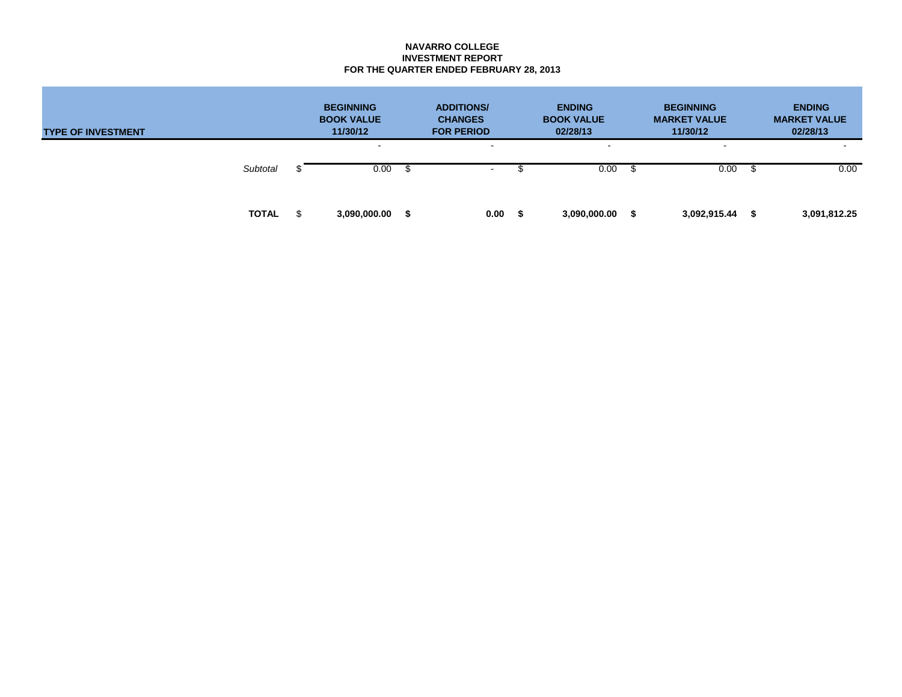**NAVARRO COLLEGE**
**INVESTMENT REPORT**
**FOR THE QUARTER ENDED FEBRUARY 28, 2013**

| TYPE OF INVESTMENT | BEGINNING BOOK VALUE 11/30/12 | ADDITIONS/ CHANGES FOR PERIOD | ENDING BOOK VALUE 02/28/13 | BEGINNING MARKET VALUE 11/30/12 | ENDING MARKET VALUE 02/28/13 |
|---|---|---|---|---|---|
| | - | - | - | - | - |
| *Subtotal* | $ 0.00 | $ - | $ 0.00 | $ 0.00 | $ 0.00 |
| **TOTAL** | $ **3,090,000.00** | **$ 0.00** | **$ 3,090,000.00** | **$ 3,092,915.44** | **$ 3,091,812.25** |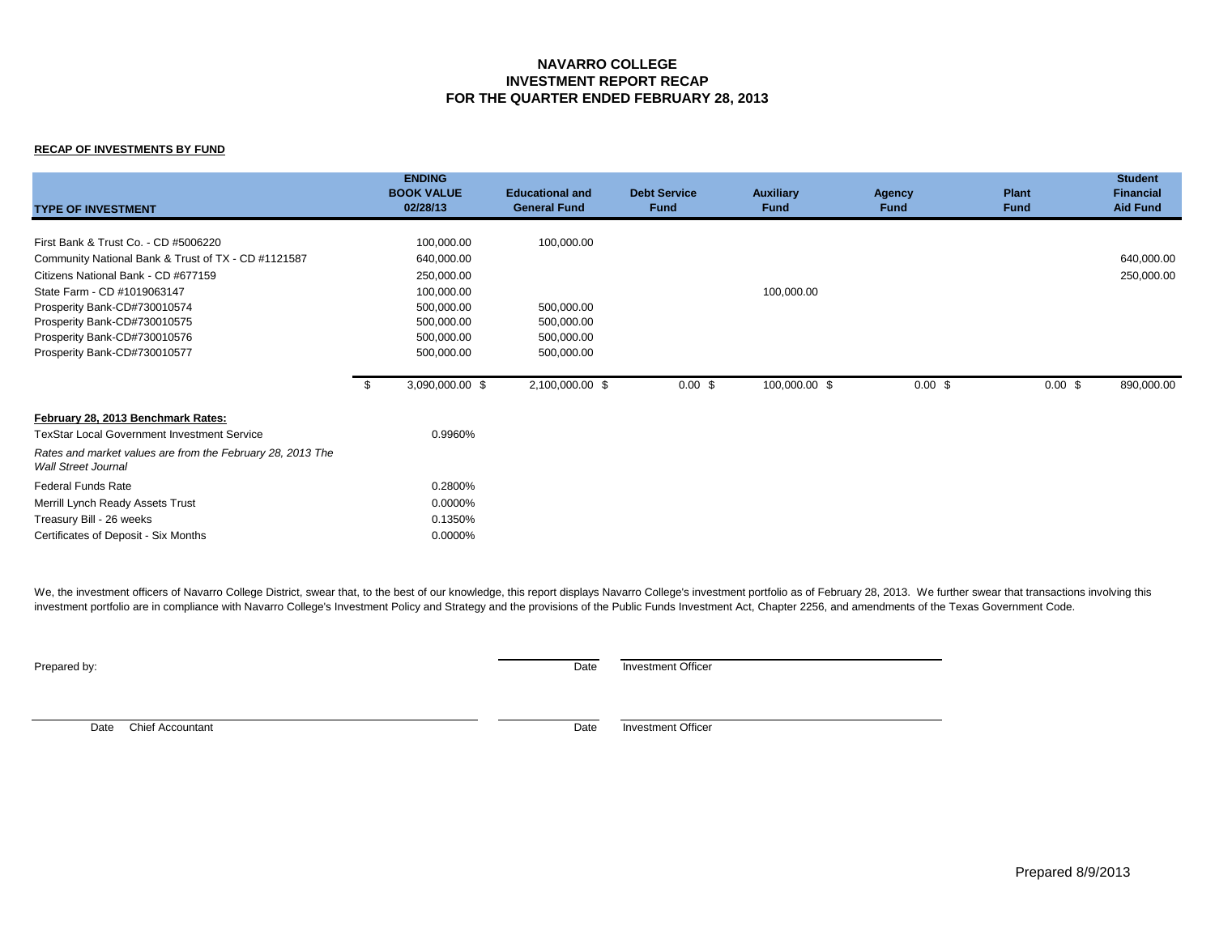# NAVARRO COLLEGE
## INVESTMENT REPORT RECAP
## FOR THE QUARTER ENDED FEBRUARY 28, 2013

**RECAP OF INVESTMENTS BY FUND**

| TYPE OF INVESTMENT | ENDING BOOK VALUE 02/28/13 | Educational and General Fund | Debt Service Fund | Auxiliary Fund | Agency Fund | Plant Fund | Student Financial Aid Fund |
|---|---|---|---|---|---|---|---|
| First Bank & Trust Co. - CD #5006220 | 100,000.00 | 100,000.00 | | | | | |
| Community National Bank & Trust of TX - CD #1121587 | 640,000.00 | | | | | | 640,000.00 |
| Citizens National Bank - CD #677159 | 250,000.00 | | | | | | 250,000.00 |
| State Farm - CD #1019063147 | 100,000.00 | | | 100,000.00 | | | |
| Prosperity Bank-CD#730010574 | 500,000.00 | 500,000.00 | | | | | |
| Prosperity Bank-CD#730010575 | 500,000.00 | 500,000.00 | | | | | |
| Prosperity Bank-CD#730010576 | 500,000.00 | 500,000.00 | | | | | |
| Prosperity Bank-CD#730010577 | 500,000.00 | 500,000.00 | | | | | |
| | $ 3,090,000.00 | $ 2,100,000.00 | $ 0.00 | $ 100,000.00 | $ 0.00 | $ 0.00 | $ 890,000.00 |

**February 28, 2013 Benchmark Rates:**

| | |
|---|---|
| TexStar Local Government Investment Service | 0.9960% |
| *Rates and market values are from the February 28, 2013 The Wall Street Journal* | |
| Federal Funds Rate | 0.2800% |
| Merrill Lynch Ready Assets Trust | 0.0000% |
| Treasury Bill - 26 weeks | 0.1350% |
| Certificates of Deposit - Six Months | 0.0000% |

We, the investment officers of Navarro College District, swear that, to the best of our knowledge, this report displays Navarro College's investment portfolio as of February 28, 2013. We further swear that transactions involving this investment portfolio are in compliance with Navarro College's Investment Policy and Strategy and the provisions of the Public Funds Investment Act, Chapter 2256, and amendments of the Texas Government Code.

Prepared by:

Date Investment Officer

Date Chief Accountant

Date Investment Officer

Prepared 8/9/2013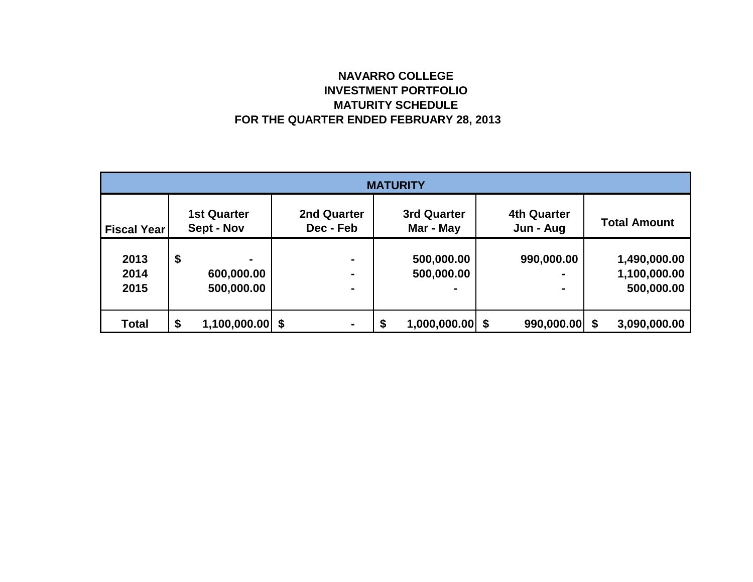# NAVARRO COLLEGE
## INVESTMENT PORTFOLIO
## MATURITY SCHEDULE
## FOR THE QUARTER ENDED FEBRUARY 28, 2013

| MATURITY | | | | | |
|---|---|---|---|---|---|
| **Fiscal Year** | **1st Quarter Sept - Nov** | **2nd Quarter Dec - Feb** | **3rd Quarter Mar - May** | **4th Quarter Jun - Aug** | **Total Amount** |
| **2013** | **$ -** | **-** | **500,000.00** | **990,000.00** | **1,490,000.00** |
| **2014** | **600,000.00** | **-** | **500,000.00** | **-** | **1,100,000.00** |
| **2015** | **500,000.00** | **-** | **-** | **-** | **500,000.00** |
| **Total** | **$ 1,100,000.00** | **$ -** | **$ 1,000,000.00** | **$ 990,000.00** | **$ 3,090,000.00** |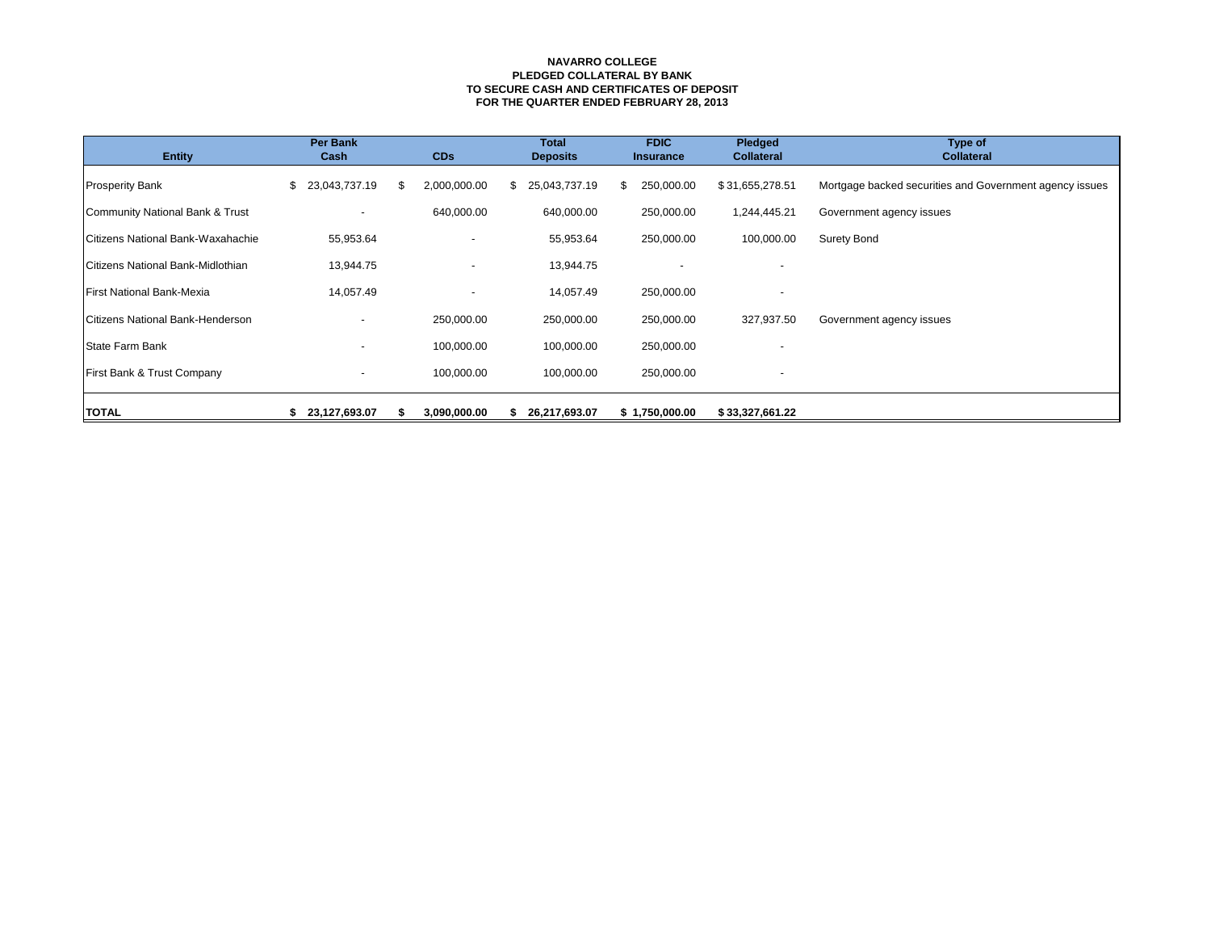**NAVARRO COLLEGE**
**PLEDGED COLLATERAL BY BANK**
**TO SECURE CASH AND CERTIFICATES OF DEPOSIT**
**FOR THE QUARTER ENDED FEBRUARY 28, 2013**

| Entity | Per Bank Cash | CDs | Total Deposits | FDIC Insurance | Pledged Collateral | Type of Collateral |
|---|---|---|---|---|---|---|
| Prosperity Bank | $ 23,043,737.19 | $ 2,000,000.00 | $ 25,043,737.19 | $ 250,000.00 | $ 31,655,278.51 | Mortgage backed securities and Government agency issues |
| Community National Bank & Trust | - | 640,000.00 | 640,000.00 | 250,000.00 | 1,244,445.21 | Government agency issues |
| Citizens National Bank-Waxahachie | 55,953.64 | - | 55,953.64 | 250,000.00 | 100,000.00 | Surety Bond |
| Citizens National Bank-Midlothian | 13,944.75 | - | 13,944.75 | - | - | |
| First National Bank-Mexia | 14,057.49 | - | 14,057.49 | 250,000.00 | - | |
| Citizens National Bank-Henderson | - | 250,000.00 | 250,000.00 | 250,000.00 | 327,937.50 | Government agency issues |
| State Farm Bank | - | 100,000.00 | 100,000.00 | 250,000.00 | - | |
| First Bank & Trust Company | - | 100,000.00 | 100,000.00 | 250,000.00 | - | |
| **TOTAL** | **$ 23,127,693.07** | **$ 3,090,000.00** | **$ 26,217,693.07** | **$ 1,750,000.00** | **$ 33,327,661.22** | |